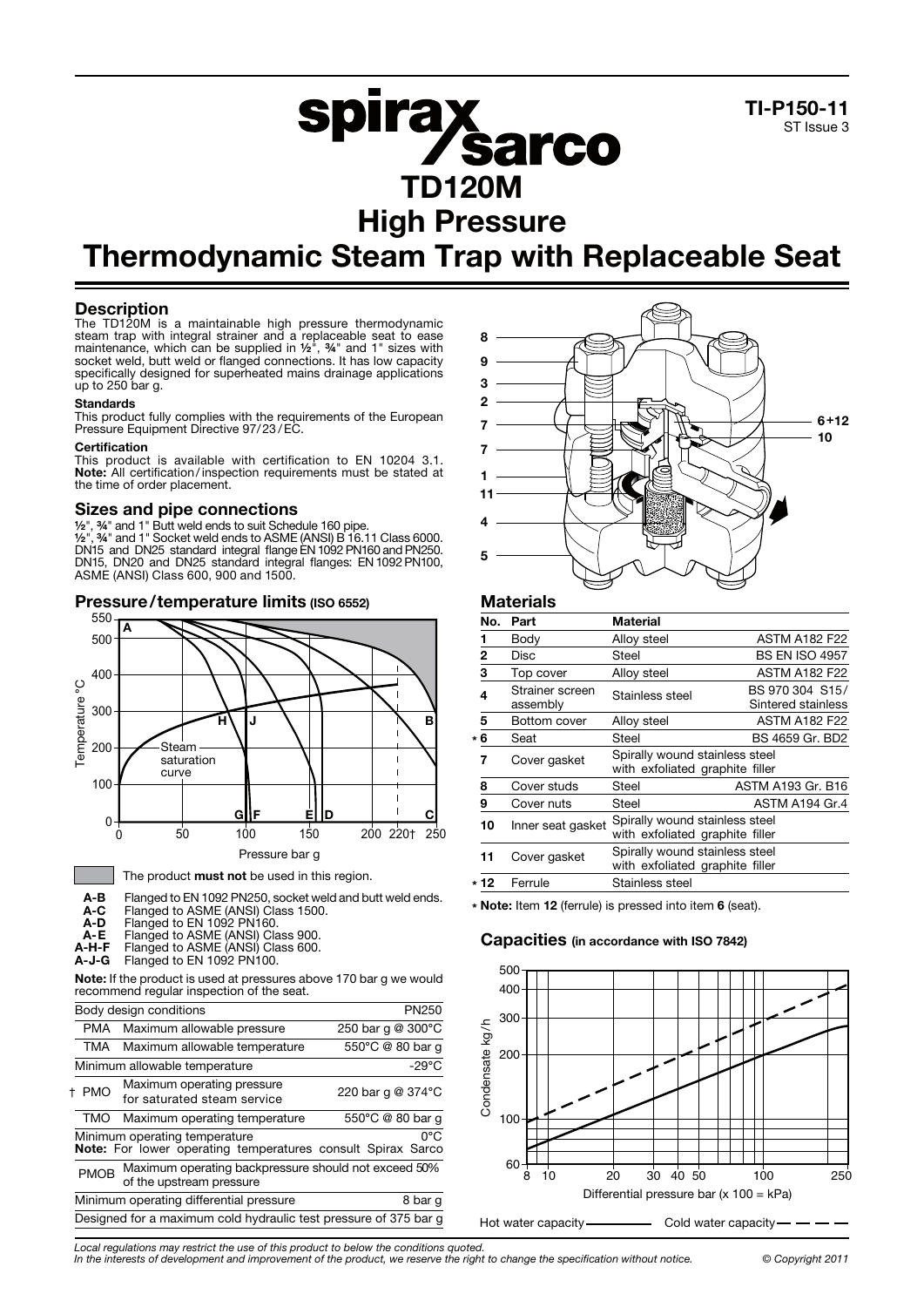TI-P150-11
ST Issue 3

# TD120M
# High Pressure
# Thermodynamic Steam Trap with Replaceable Seat

## Description

The TD120M is a maintainable high pressure thermodynamic steam trap with integral strainer and a replaceable seat to ease maintenance, which can be supplied in ½", ¾" and 1" sizes with socket weld, butt weld or flanged connections. It has low capacity specifically designed for superheated mains drainage applications up to 250 bar g.

### Standards

This product fully complies with the requirements of the European Pressure Equipment Directive 97/23/EC.

### Certification

This product is available with certification to EN 10204 3.1.
**Note:** All certification/inspection requirements must be stated at the time of order placement.

## Sizes and pipe connections

½", ¾" and 1" Butt weld ends to suit Schedule 160 pipe.
½", ¾" and 1" Socket weld ends to ASME (ANSI) B 16.11 Class 6000.
DN15 and DN25 standard integral flange EN 1092 PN160 and PN250.
DN15, DN20 and DN25 standard integral flanges: EN 1092 PN100, ASME (ANSI) Class 600, 900 and 1500.

## Pressure/temperature limits (ISO 6552)

The product **must not** be used in this region.

- **A-B** Flanged to EN 1092 PN250, socket weld and butt weld ends.
- **A-C** Flanged to ASME (ANSI) Class 1500.
- **A-D** Flanged to EN 1092 PN160.
- **A-E** Flanged to ASME (ANSI) Class 900.
- **A-H-F** Flanged to ASME (ANSI) Class 600.
- **A-J-G** Flanged to EN 1092 PN100.

**Note:** If the product is used at pressures above 170 bar g we would recommend regular inspection of the seat.

| Body design conditions | | PN250 |
|---|---|---|
| PMA | Maximum allowable pressure | 250 bar g @ 300°C |
| TMA | Maximum allowable temperature | 550°C @ 80 bar g |
| Minimum allowable temperature | | -29°C |
| † PMO | Maximum operating pressure for saturated steam service | 220 bar g @ 374°C |
| TMO | Maximum operating temperature | 550°C @ 80 bar g |
| Minimum operating temperature<br>**Note:** For lower operating temperatures consult Spirax Sarco | | 0°C |
| PMOB | Maximum operating backpressure should not exceed 50% of the upstream pressure | |
| Minimum operating differential pressure | | 8 bar g |
| Designed for a maximum cold hydraulic test pressure of 375 bar g | | |

## Materials

| No. | Part | Material | |
|---|---|---|---|
| 1 | Body | Alloy steel | ASTM A182 F22 |
| 2 | Disc | Steel | BS EN ISO 4957 |
| 3 | Top cover | Alloy steel | ASTM A182 F22 |
| 4 | Strainer screen assembly | Stainless steel | BS 970 304 S15/ Sintered stainless |
| 5 | Bottom cover | Alloy steel | ASTM A182 F22 |
| * 6 | Seat | Steel | BS 4659 Gr. BD2 |
| 7 | Cover gasket | Spirally wound stainless steel with exfoliated graphite filler | |
| 8 | Cover studs | Steel | ASTM A193 Gr. B16 |
| 9 | Cover nuts | Steel | ASTM A194 Gr.4 |
| 10 | Inner seat gasket | Spirally wound stainless steel with exfoliated graphite filler | |
| 11 | Cover gasket | Spirally wound stainless steel with exfoliated graphite filler | |
| * 12 | Ferrule | Stainless steel | |

* **Note:** Item **12** (ferrule) is pressed into item **6** (seat).

## Capacities (in accordance with ISO 7842)

Differential pressure bar (x 100 = kPa)

Hot water capacity ——— Cold water capacity - - - -

*Local regulations may restrict the use of this product to below the conditions quoted.*
*In the interests of development and improvement of the product, we reserve the right to change the specification without notice.*

© Copyright 2011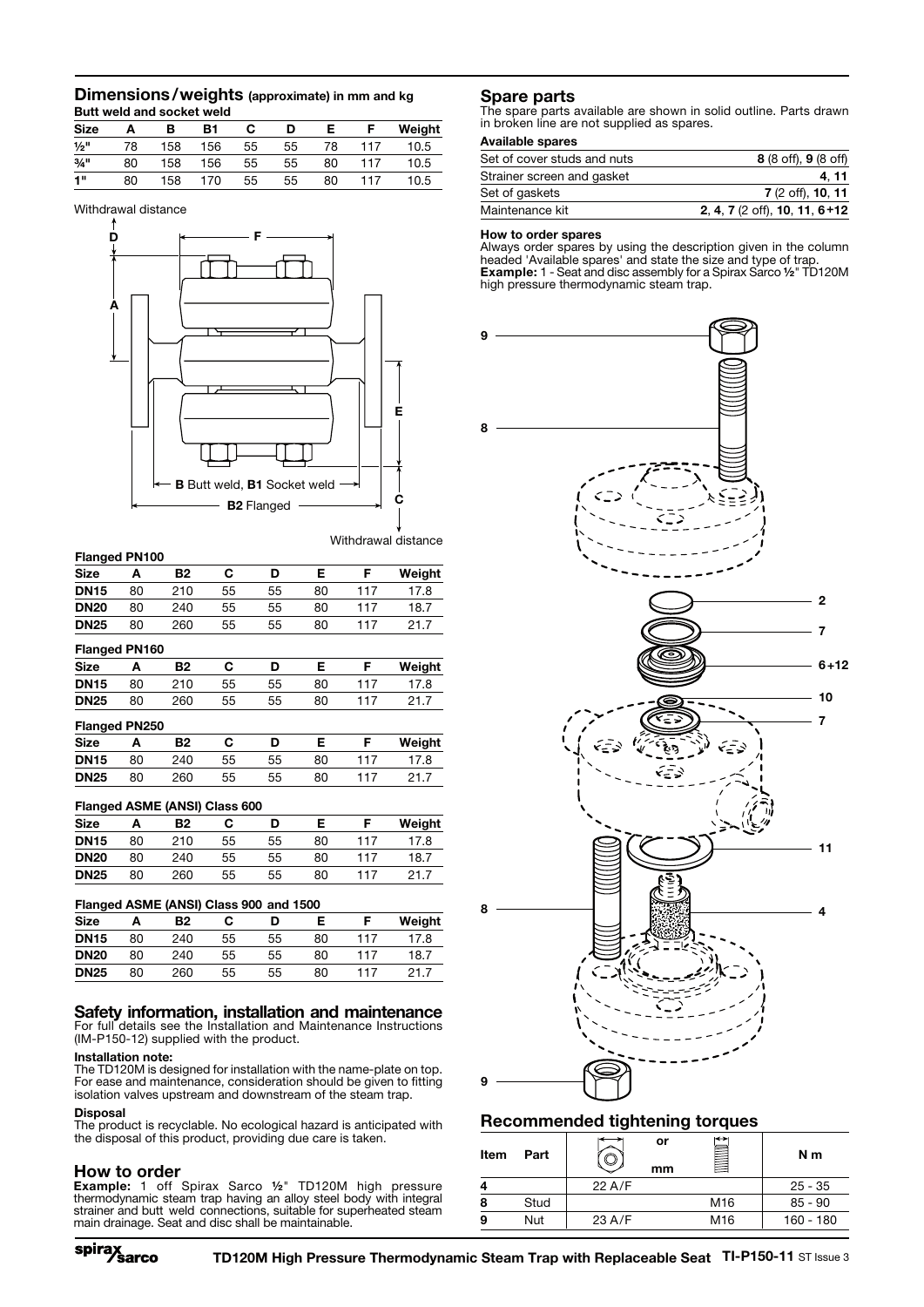## Dimensions / weights (approximate) in mm and kg

**Butt weld and socket weld**

| Size | A | B | B1 | C | D | E | F | Weight |
|---|---|---|---|---|---|---|---|---|
| ½" | 78 | 158 | 156 | 55 | 55 | 78 | 117 | 10.5 |
| ¾" | 80 | 158 | 156 | 55 | 55 | 80 | 117 | 10.5 |
| 1" | 80 | 158 | 170 | 55 | 55 | 80 | 117 | 10.5 |

Withdrawal distance

D

F

A

E

B Butt weld, B1 Socket weld

B2 Flanged

C

Withdrawal distance

**Flanged PN100**

| Size | A | B2 | C | D | E | F | Weight |
|---|---|---|---|---|---|---|---|
| DN15 | 80 | 210 | 55 | 55 | 80 | 117 | 17.8 |
| DN20 | 80 | 240 | 55 | 55 | 80 | 117 | 18.7 |
| DN25 | 80 | 260 | 55 | 55 | 80 | 117 | 21.7 |

**Flanged PN160**

| Size | A | B2 | C | D | E | F | Weight |
|---|---|---|---|---|---|---|---|
| DN15 | 80 | 210 | 55 | 55 | 80 | 117 | 17.8 |
| DN25 | 80 | 260 | 55 | 55 | 80 | 117 | 21.7 |

**Flanged PN250**

| Size | A | B2 | C | D | E | F | Weight |
|---|---|---|---|---|---|---|---|
| DN15 | 80 | 240 | 55 | 55 | 80 | 117 | 17.8 |
| DN25 | 80 | 260 | 55 | 55 | 80 | 117 | 21.7 |

**Flanged ASME (ANSI) Class 600**

| Size | A | B2 | C | D | E | F | Weight |
|---|---|---|---|---|---|---|---|
| DN15 | 80 | 210 | 55 | 55 | 80 | 117 | 17.8 |
| DN20 | 80 | 240 | 55 | 55 | 80 | 117 | 18.7 |
| DN25 | 80 | 260 | 55 | 55 | 80 | 117 | 21.7 |

**Flanged ASME (ANSI) Class 900 and 1500**

| Size | A | B2 | C | D | E | F | Weight |
|---|---|---|---|---|---|---|---|
| DN15 | 80 | 240 | 55 | 55 | 80 | 117 | 17.8 |
| DN20 | 80 | 240 | 55 | 55 | 80 | 117 | 18.7 |
| DN25 | 80 | 260 | 55 | 55 | 80 | 117 | 21.7 |

## Safety information, installation and maintenance

For full details see the Installation and Maintenance Instructions (IM-P150-12) supplied with the product.

**Installation note:**
The TD120M is designed for installation with the name-plate on top. For ease and maintenance, consideration should be given to fitting isolation valves upstream and downstream of the steam trap.

**Disposal**
The product is recyclable. No ecological hazard is anticipated with the disposal of this product, providing due care is taken.

## How to order

**Example:** 1 off Spirax Sarco ½" TD120M high pressure thermodynamic steam trap having an alloy steel body with integral strainer and butt weld connections, suitable for superheated steam main drainage. Seat and disc shall be maintainable.

## Spare parts

The spare parts available are shown in solid outline. Parts drawn in broken line are not supplied as spares.

**Available spares**

| | |
|---|---|
| Set of cover studs and nuts | **8** (8 off), **9** (8 off) |
| Strainer screen and gasket | **4**, **11** |
| Set of gaskets | **7** (2 off), **10**, **11** |
| Maintenance kit | **2**, **4**, **7** (2 off), **10**, **11**, **6+12** |

**How to order spares**
Always order spares by using the description given in the column headed 'Available spares' and state the size and type of trap.
**Example:** 1 - Seat and disc assembly for a Spirax Sarco ½" TD120M high pressure thermodynamic steam trap.

9

8

2

7

6+12

10

7

11

8

4

9

## Recommended tightening torques

| Item | Part | or mm | | N m |
|---|---|---|---|---|
| 4 | | 22 A/F | | 25 - 35 |
| 8 | Stud | | M16 | 85 - 90 |
| 9 | Nut | 23 A/F | M16 | 160 - 180 |